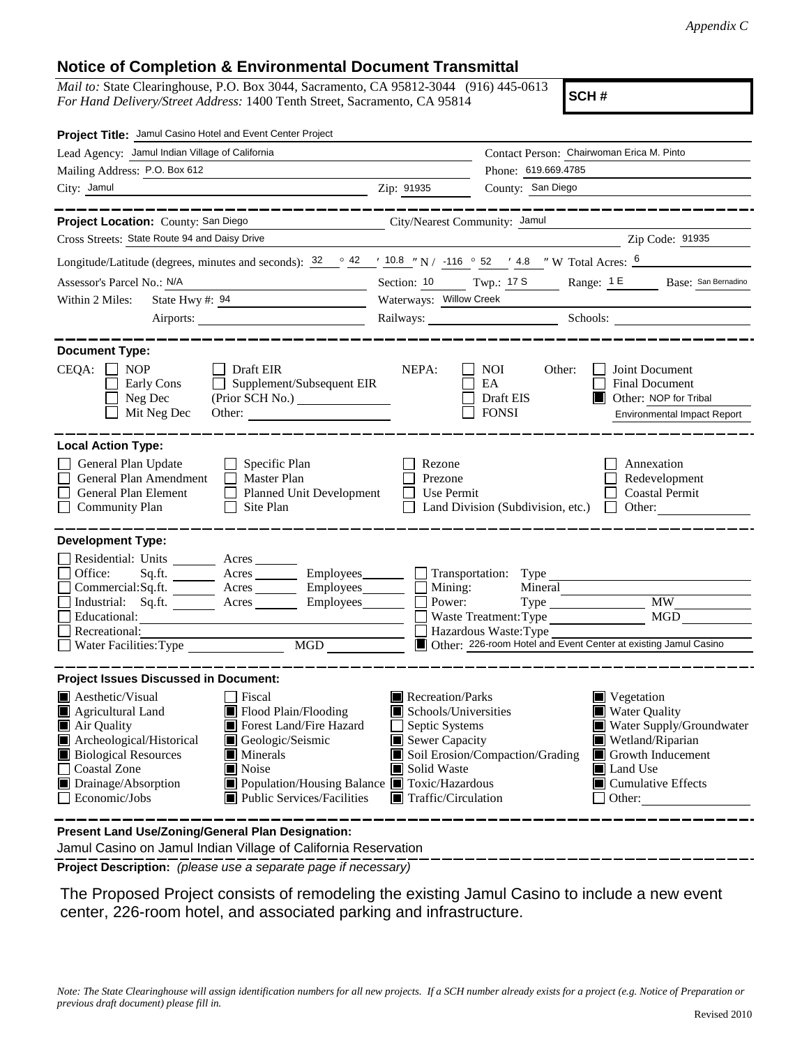*Appendix C*

## Notice of Completion & Environmental Document Transmittal

*Mail to:* State Clearinghouse, P.O. Box 3044, Sacramento, CA 95812-3044 (916) 445-0613
*For Hand Delivery/Street Address:* 1400 Tenth Street, Sacramento, CA 95814

**SCH #**

**Project Title:** Jamul Casino Hotel and Event Center Project

Lead Agency: Jamul Indian Village of California
Contact Person: Chairwoman Erica M. Pinto

Mailing Address: P.O. Box 612
Phone: 619.669.4785

City: Jamul  Zip: 91935
County: San Diego

---

**Project Location:** County: San Diego  City/Nearest Community: Jamul

Cross Streets: State Route 94 and Daisy Drive  Zip Code: 91935

Longitude/Latitude (degrees, minutes and seconds): 32 ° 42 ′ 10.8 ″ N / -116 ° 52 ′ 4.8 ″ W Total Acres: 6

Assessor's Parcel No.: N/A  Section: 10  Twp.: 17 S  Range: 1 E  Base: San Bernadino

Within 2 Miles: State Hwy #: 94  Waterways: Willow Creek

Airports:  Railways:  Schools:

---

**Document Type:**

CEQA: ☐ NOP ☐ Early Cons ☐ Neg Dec ☐ Mit Neg Dec ☐ Draft EIR ☐ Supplement/Subsequent EIR (Prior SCH No.) Other:

NEPA: ☐ NOI ☐ EA ☐ Draft EIS ☐ FONSI

Other: ☐ Joint Document ☐ Final Document ☒ Other: NOP for Tribal Environmental Impact Report

---

**Local Action Type:**

☐ General Plan Update ☐ General Plan Amendment ☐ General Plan Element ☐ Community Plan ☐ Specific Plan ☐ Master Plan ☐ Planned Unit Development ☐ Site Plan ☐ Rezone ☐ Prezone ☐ Use Permit ☐ Land Division (Subdivision, etc.) ☐ Annexation ☐ Redevelopment ☐ Coastal Permit ☐ Other:

---

**Development Type:**

☐ Residential: Units Acres
☐ Office: Sq.ft. Acres Employees
☐ Commercial: Sq.ft. Acres Employees
☐ Industrial: Sq.ft. Acres Employees
☐ Educational:
☐ Recreational:
☐ Water Facilities: Type MGD
☐ Transportation: Type
☐ Mining: Mineral
☐ Power: Type MW
☐ Waste Treatment: Type MGD
☐ Hazardous Waste: Type
☒ Other: 226-room Hotel and Event Center at existing Jamul Casino

---

**Project Issues Discussed in Document:**

☒ Aesthetic/Visual
☒ Agricultural Land
☒ Air Quality
☒ Archeological/Historical
☒ Biological Resources
☐ Coastal Zone
☒ Drainage/Absorption
☐ Economic/Jobs
☐ Fiscal
☒ Flood Plain/Flooding
☒ Forest Land/Fire Hazard
☒ Geologic/Seismic
☒ Minerals
☒ Noise
☒ Population/Housing Balance
☒ Public Services/Facilities
☒ Recreation/Parks
☒ Schools/Universities
☐ Septic Systems
☒ Sewer Capacity
☒ Soil Erosion/Compaction/Grading
☒ Solid Waste
☒ Toxic/Hazardous
☒ Traffic/Circulation
☒ Vegetation
☒ Water Quality
☒ Water Supply/Groundwater
☒ Wetland/Riparian
☒ Growth Inducement
☒ Land Use
☒ Cumulative Effects
☐ Other:

---

**Present Land Use/Zoning/General Plan Designation:**

Jamul Casino on Jamul Indian Village of California Reservation

**Project Description:** *(please use a separate page if necessary)*

The Proposed Project consists of remodeling the existing Jamul Casino to include a new event center, 226-room hotel, and associated parking and infrastructure.

*Note: The State Clearinghouse will assign identification numbers for all new projects. If a SCH number already exists for a project (e.g. Notice of Preparation or previous draft document) please fill in.*

Revised 2010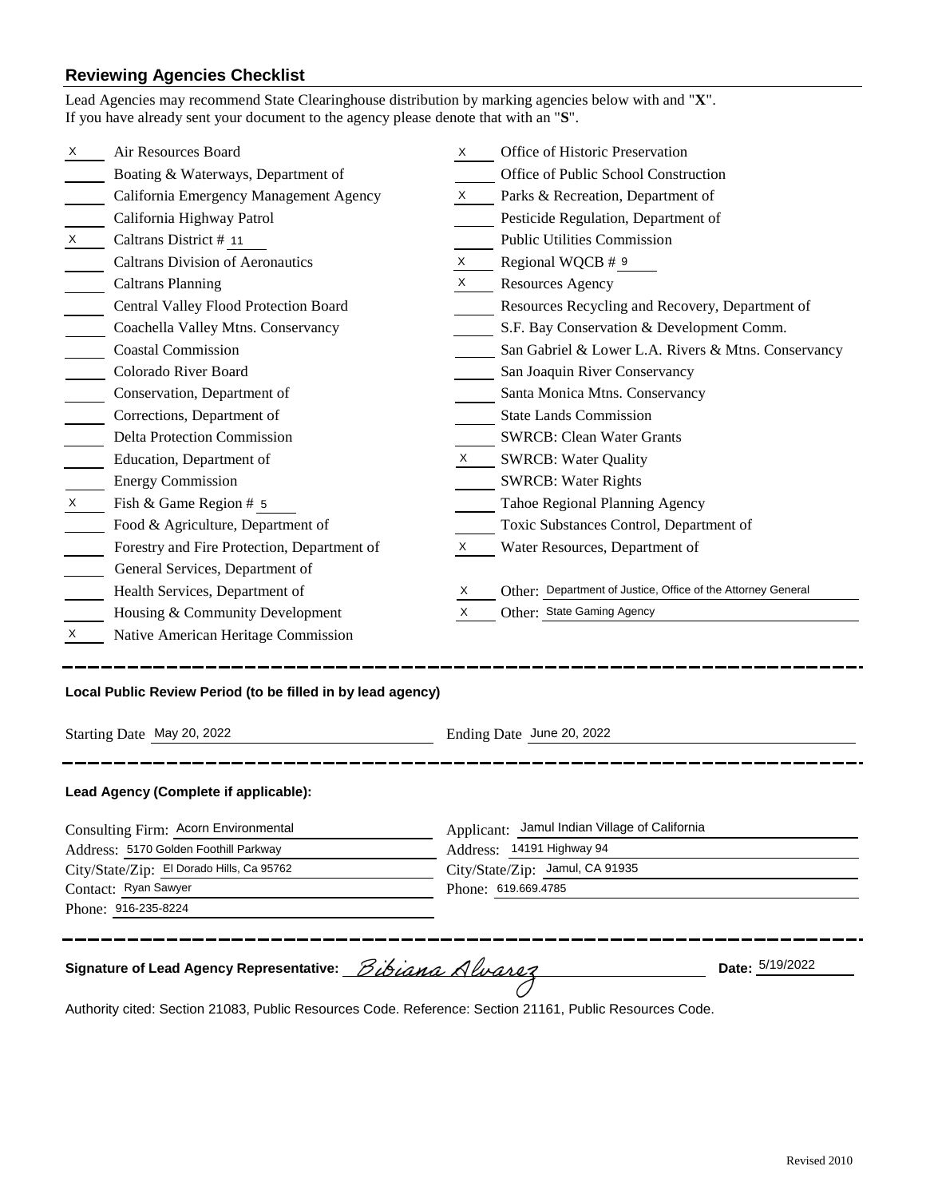## Reviewing Agencies Checklist

Lead Agencies may recommend State Clearinghouse distribution by marking agencies below with and "**X**".
If you have already sent your document to the agency please denote that with an "**S**".

| | | | |
|---|---|---|---|
| X | Air Resources Board | X | Office of Historic Preservation |
| | Boating & Waterways, Department of | | Office of Public School Construction |
| | California Emergency Management Agency | X | Parks & Recreation, Department of |
| | California Highway Patrol | | Pesticide Regulation, Department of |
| X | Caltrans District # 11 | | Public Utilities Commission |
| | Caltrans Division of Aeronautics | X | Regional WQCB # 9 |
| | Caltrans Planning | X | Resources Agency |
| | Central Valley Flood Protection Board | | Resources Recycling and Recovery, Department of |
| | Coachella Valley Mtns. Conservancy | | S.F. Bay Conservation & Development Comm. |
| | Coastal Commission | | San Gabriel & Lower L.A. Rivers & Mtns. Conservancy |
| | Colorado River Board | | San Joaquin River Conservancy |
| | Conservation, Department of | | Santa Monica Mtns. Conservancy |
| | Corrections, Department of | | State Lands Commission |
| | Delta Protection Commission | | SWRCB: Clean Water Grants |
| | Education, Department of | X | SWRCB: Water Quality |
| | Energy Commission | | SWRCB: Water Rights |
| X | Fish & Game Region # 5 | | Tahoe Regional Planning Agency |
| | Food & Agriculture, Department of | | Toxic Substances Control, Department of |
| | Forestry and Fire Protection, Department of | X | Water Resources, Department of |
| | General Services, Department of | | |
| | Health Services, Department of | X | Other: Department of Justice, Office of the Attorney General |
| | Housing & Community Development | X | Other: State Gaming Agency |
| X | Native American Heritage Commission | | |

### Local Public Review Period (to be filled in by lead agency)

Starting Date May 20, 2022 | Ending Date June 20, 2022

### Lead Agency (Complete if applicable):

Consulting Firm: Acorn Environmental
Address: 5170 Golden Foothill Parkway
City/State/Zip: El Dorado Hills, Ca 95762
Contact: Ryan Sawyer
Phone: 916-235-8224

Applicant: Jamul Indian Village of California
Address: 14191 Highway 94
City/State/Zip: Jamul, CA 91935
Phone: 619.669.4785

**Signature of Lead Agency Representative:** Bibiana Alvarez **Date:** 5/19/2022

Authority cited: Section 21083, Public Resources Code. Reference: Section 21161, Public Resources Code.

Revised 2010